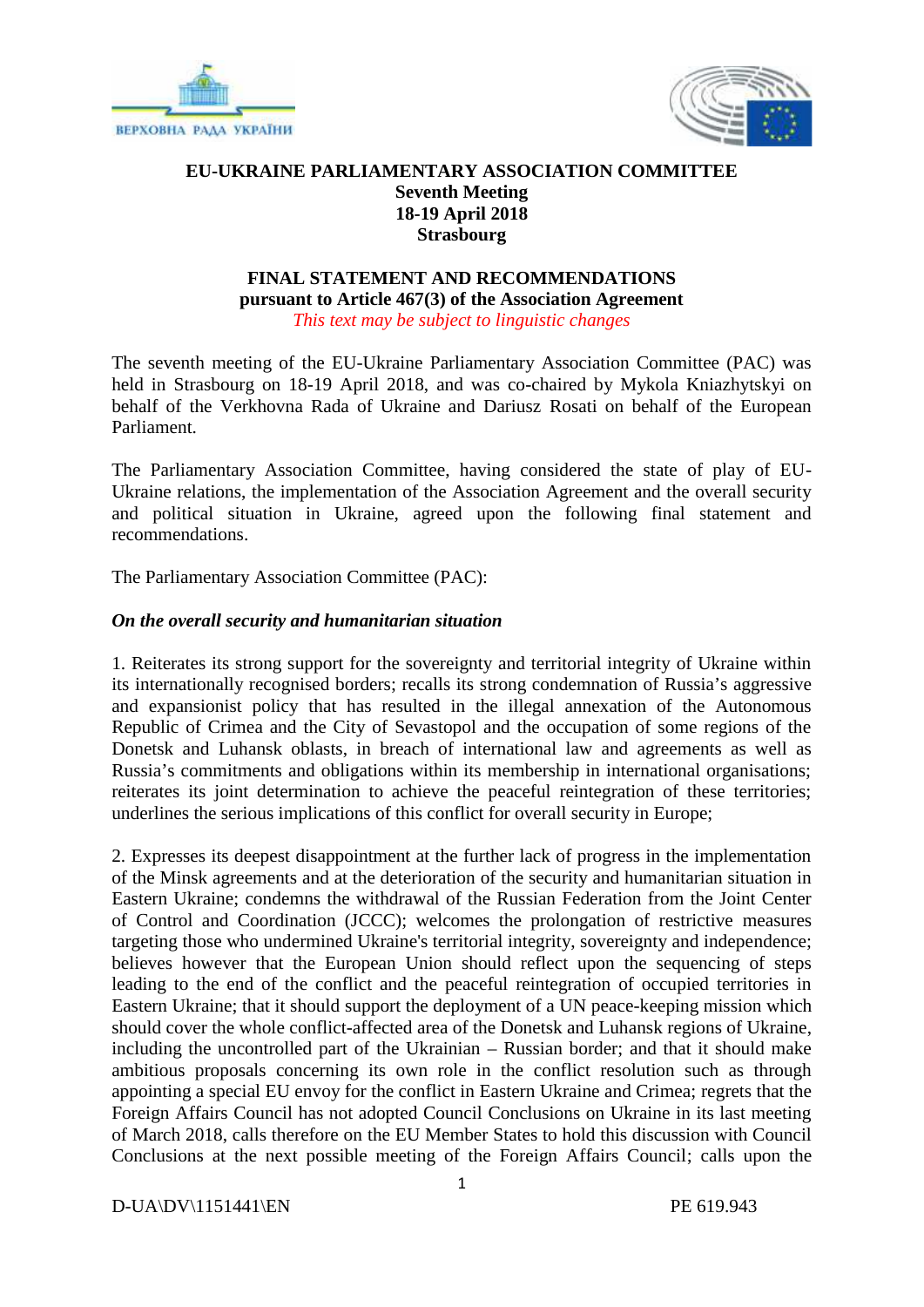# EU-UKRAINE PARLIAMENTARY ASSOCIATION COMMITTEE

**Seventh Meeting**
**18-19 April 2018**
**Strasbourg**

## FINAL STATEMENT AND RECOMMENDATIONS
**pursuant to Article 467(3) of the Association Agreement**
*This text may be subject to linguistic changes*

The seventh meeting of the EU-Ukraine Parliamentary Association Committee (PAC) was held in Strasbourg on 18-19 April 2018, and was co-chaired by Mykola Kniazhytskyi on behalf of the Verkhovna Rada of Ukraine and Dariusz Rosati on behalf of the European Parliament.

The Parliamentary Association Committee, having considered the state of play of EU-Ukraine relations, the implementation of the Association Agreement and the overall security and political situation in Ukraine, agreed upon the following final statement and recommendations.

The Parliamentary Association Committee (PAC):

***On the overall security and humanitarian situation***

1. Reiterates its strong support for the sovereignty and territorial integrity of Ukraine within its internationally recognised borders; recalls its strong condemnation of Russia's aggressive and expansionist policy that has resulted in the illegal annexation of the Autonomous Republic of Crimea and the City of Sevastopol and the occupation of some regions of the Donetsk and Luhansk oblasts, in breach of international law and agreements as well as Russia's commitments and obligations within its membership in international organisations; reiterates its joint determination to achieve the peaceful reintegration of these territories; underlines the serious implications of this conflict for overall security in Europe;

2. Expresses its deepest disappointment at the further lack of progress in the implementation of the Minsk agreements and at the deterioration of the security and humanitarian situation in Eastern Ukraine; condemns the withdrawal of the Russian Federation from the Joint Center of Control and Coordination (JCCC); welcomes the prolongation of restrictive measures targeting those who undermined Ukraine's territorial integrity, sovereignty and independence; believes however that the European Union should reflect upon the sequencing of steps leading to the end of the conflict and the peaceful reintegration of occupied territories in Eastern Ukraine; that it should support the deployment of a UN peace-keeping mission which should cover the whole conflict-affected area of the Donetsk and Luhansk regions of Ukraine, including the uncontrolled part of the Ukrainian – Russian border; and that it should make ambitious proposals concerning its own role in the conflict resolution such as through appointing a special EU envoy for the conflict in Eastern Ukraine and Crimea; regrets that the Foreign Affairs Council has not adopted Council Conclusions on Ukraine in its last meeting of March 2018, calls therefore on the EU Member States to hold this discussion with Council Conclusions at the next possible meeting of the Foreign Affairs Council; calls upon the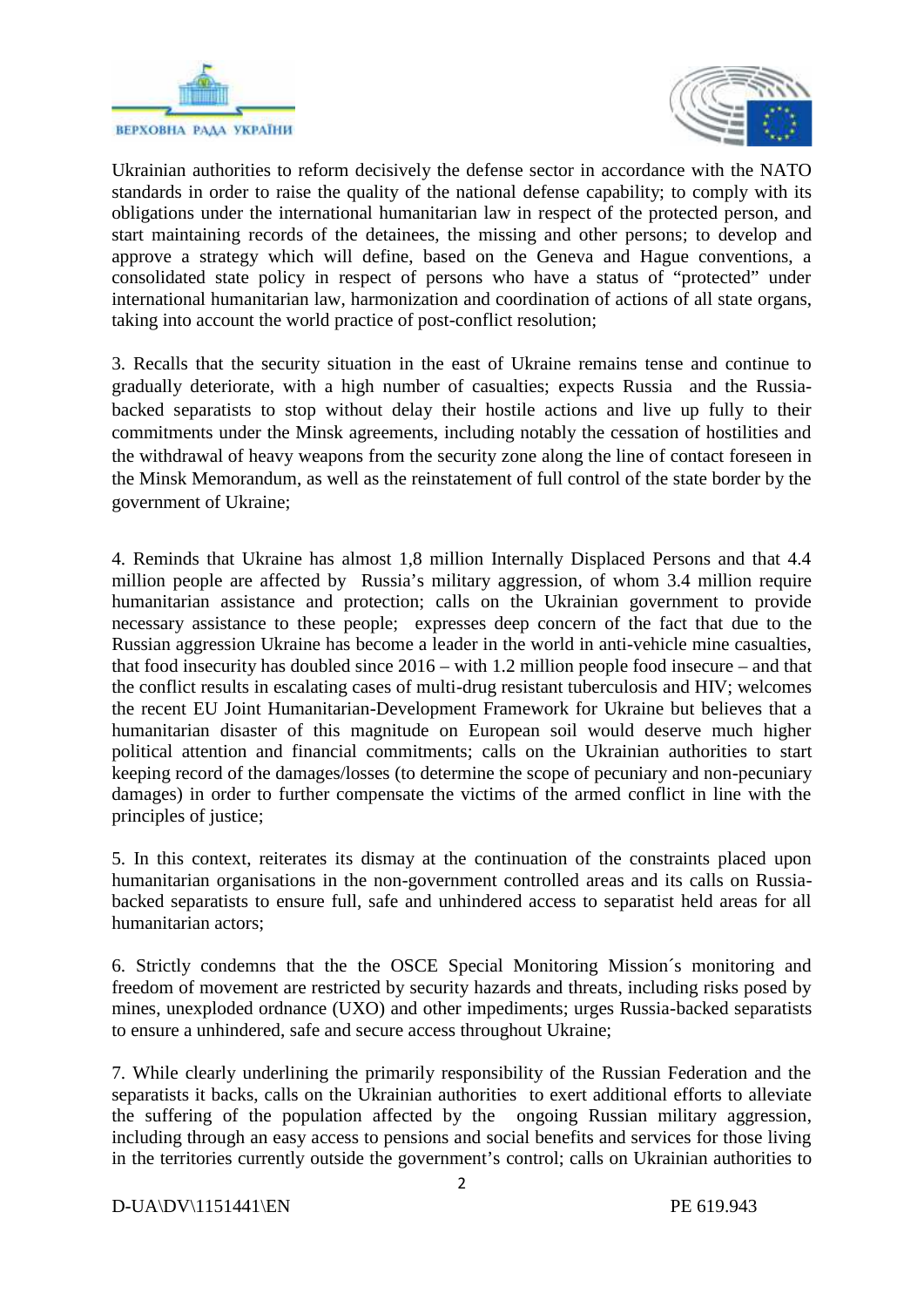Ukrainian authorities to reform decisively the defense sector in accordance with the NATO standards in order to raise the quality of the national defense capability; to comply with its obligations under the international humanitarian law in respect of the protected person, and start maintaining records of the detainees, the missing and other persons; to develop and approve a strategy which will define, based on the Geneva and Hague conventions, a consolidated state policy in respect of persons who have a status of "protected" under international humanitarian law, harmonization and coordination of actions of all state organs, taking into account the world practice of post-conflict resolution;

3. Recalls that the security situation in the east of Ukraine remains tense and continue to gradually deteriorate, with a high number of casualties; expects Russia and the Russia-backed separatists to stop without delay their hostile actions and live up fully to their commitments under the Minsk agreements, including notably the cessation of hostilities and the withdrawal of heavy weapons from the security zone along the line of contact foreseen in the Minsk Memorandum, as well as the reinstatement of full control of the state border by the government of Ukraine;

4. Reminds that Ukraine has almost 1,8 million Internally Displaced Persons and that 4.4 million people are affected by Russia's military aggression, of whom 3.4 million require humanitarian assistance and protection; calls on the Ukrainian government to provide necessary assistance to these people; expresses deep concern of the fact that due to the Russian aggression Ukraine has become a leader in the world in anti-vehicle mine casualties, that food insecurity has doubled since 2016 – with 1.2 million people food insecure – and that the conflict results in escalating cases of multi-drug resistant tuberculosis and HIV; welcomes the recent EU Joint Humanitarian-Development Framework for Ukraine but believes that a humanitarian disaster of this magnitude on European soil would deserve much higher political attention and financial commitments; calls on the Ukrainian authorities to start keeping record of the damages/losses (to determine the scope of pecuniary and non-pecuniary damages) in order to further compensate the victims of the armed conflict in line with the principles of justice;

5. In this context, reiterates its dismay at the continuation of the constraints placed upon humanitarian organisations in the non-government controlled areas and its calls on Russia-backed separatists to ensure full, safe and unhindered access to separatist held areas for all humanitarian actors;

6. Strictly condemns that the the OSCE Special Monitoring Mission´s monitoring and freedom of movement are restricted by security hazards and threats, including risks posed by mines, unexploded ordnance (UXO) and other impediments; urges Russia-backed separatists to ensure a unhindered, safe and secure access throughout Ukraine;

7. While clearly underlining the primarily responsibility of the Russian Federation and the separatists it backs, calls on the Ukrainian authorities to exert additional efforts to alleviate the suffering of the population affected by the ongoing Russian military aggression, including through an easy access to pensions and social benefits and services for those living in the territories currently outside the government's control; calls on Ukrainian authorities to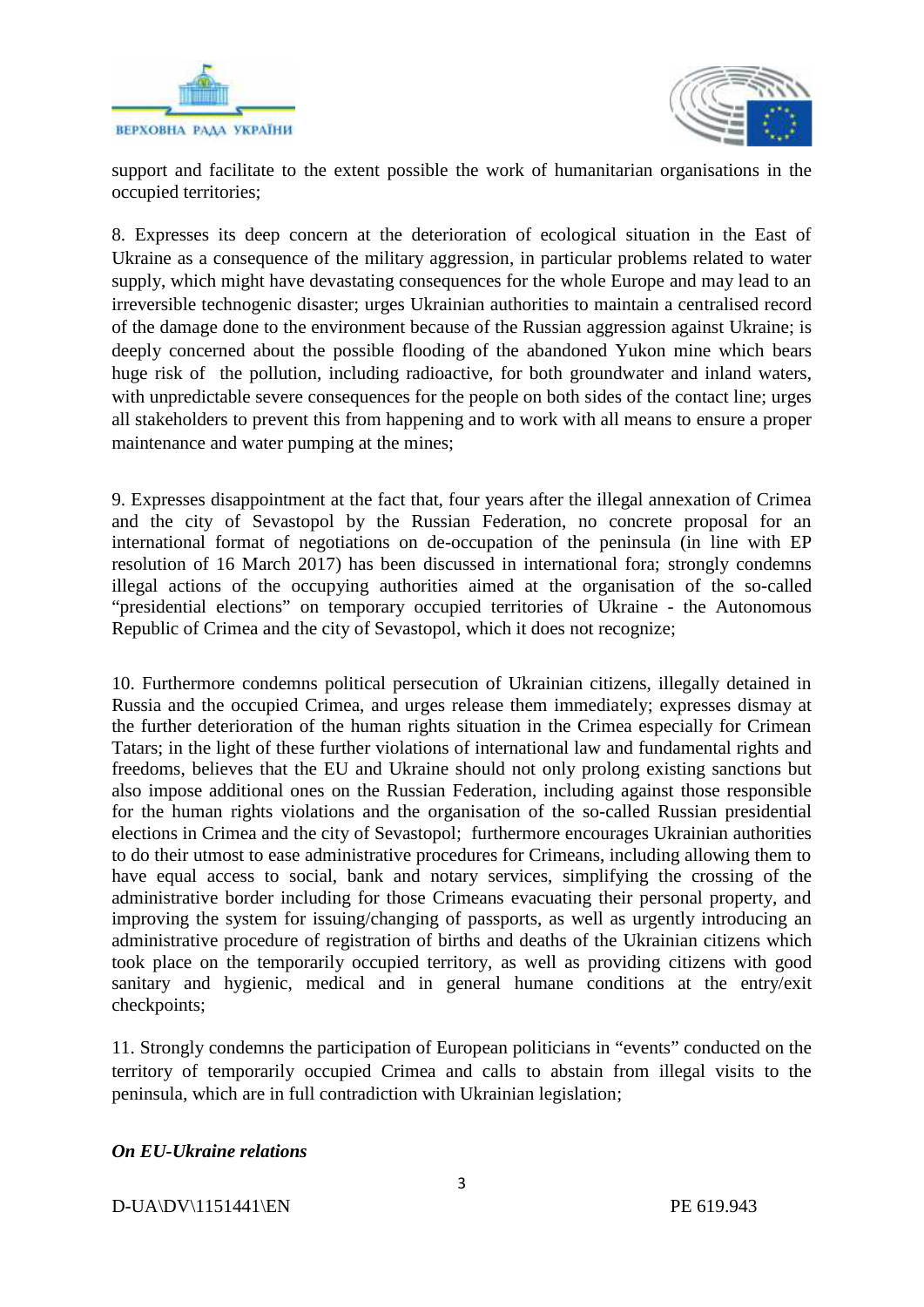support and facilitate to the extent possible the work of humanitarian organisations in the occupied territories;

8. Expresses its deep concern at the deterioration of ecological situation in the East of Ukraine as a consequence of the military aggression, in particular problems related to water supply, which might have devastating consequences for the whole Europe and may lead to an irreversible technogenic disaster; urges Ukrainian authorities to maintain a centralised record of the damage done to the environment because of the Russian aggression against Ukraine; is deeply concerned about the possible flooding of the abandoned Yukon mine which bears huge risk of the pollution, including radioactive, for both groundwater and inland waters, with unpredictable severe consequences for the people on both sides of the contact line; urges all stakeholders to prevent this from happening and to work with all means to ensure a proper maintenance and water pumping at the mines;

9. Expresses disappointment at the fact that, four years after the illegal annexation of Crimea and the city of Sevastopol by the Russian Federation, no concrete proposal for an international format of negotiations on de-occupation of the peninsula (in line with EP resolution of 16 March 2017) has been discussed in international fora; strongly condemns illegal actions of the occupying authorities aimed at the organisation of the so-called "presidential elections" on temporary occupied territories of Ukraine - the Autonomous Republic of Crimea and the city of Sevastopol, which it does not recognize;

10. Furthermore condemns political persecution of Ukrainian citizens, illegally detained in Russia and the occupied Crimea, and urges release them immediately; expresses dismay at the further deterioration of the human rights situation in the Crimea especially for Crimean Tatars; in the light of these further violations of international law and fundamental rights and freedoms, believes that the EU and Ukraine should not only prolong existing sanctions but also impose additional ones on the Russian Federation, including against those responsible for the human rights violations and the organisation of the so-called Russian presidential elections in Crimea and the city of Sevastopol; furthermore encourages Ukrainian authorities to do their utmost to ease administrative procedures for Crimeans, including allowing them to have equal access to social, bank and notary services, simplifying the crossing of the administrative border including for those Crimeans evacuating their personal property, and improving the system for issuing/changing of passports, as well as urgently introducing an administrative procedure of registration of births and deaths of the Ukrainian citizens which took place on the temporarily occupied territory, as well as providing citizens with good sanitary and hygienic, medical and in general humane conditions at the entry/exit checkpoints;

11. Strongly condemns the participation of European politicians in "events" conducted on the territory of temporarily occupied Crimea and calls to abstain from illegal visits to the peninsula, which are in full contradiction with Ukrainian legislation;

***On EU-Ukraine relations***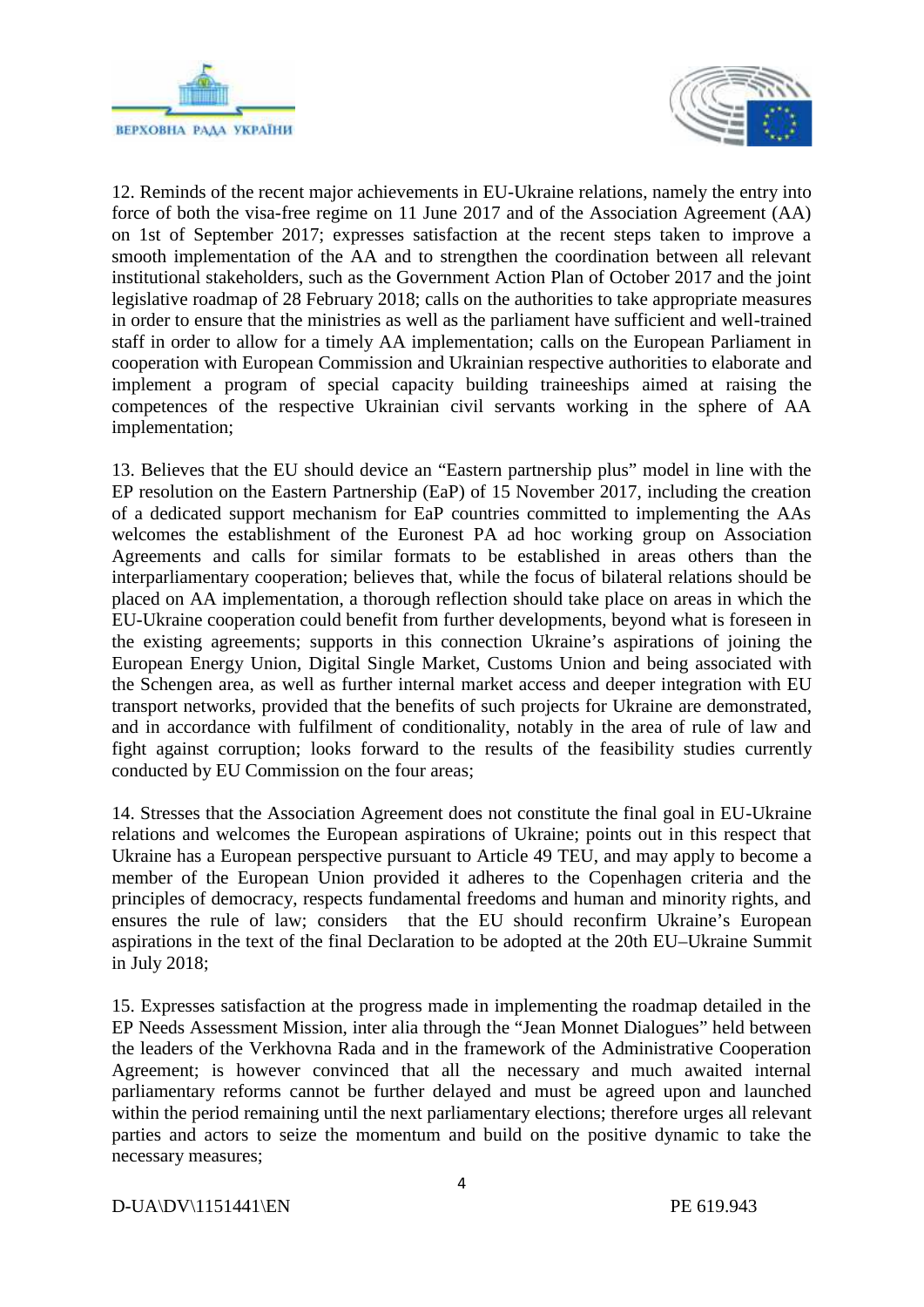12. Reminds of the recent major achievements in EU-Ukraine relations, namely the entry into force of both the visa-free regime on 11 June 2017 and of the Association Agreement (AA) on 1st of September 2017; expresses satisfaction at the recent steps taken to improve a smooth implementation of the AA and to strengthen the coordination between all relevant institutional stakeholders, such as the Government Action Plan of October 2017 and the joint legislative roadmap of 28 February 2018; calls on the authorities to take appropriate measures in order to ensure that the ministries as well as the parliament have sufficient and well-trained staff in order to allow for a timely AA implementation; calls on the European Parliament in cooperation with European Commission and Ukrainian respective authorities to elaborate and implement a program of special capacity building traineeships aimed at raising the competences of the respective Ukrainian civil servants working in the sphere of AA implementation;

13. Believes that the EU should device an "Eastern partnership plus" model in line with the EP resolution on the Eastern Partnership (EaP) of 15 November 2017, including the creation of a dedicated support mechanism for EaP countries committed to implementing the AAs welcomes the establishment of the Euronest PA ad hoc working group on Association Agreements and calls for similar formats to be established in areas others than the interparliamentary cooperation; believes that, while the focus of bilateral relations should be placed on AA implementation, a thorough reflection should take place on areas in which the EU-Ukraine cooperation could benefit from further developments, beyond what is foreseen in the existing agreements; supports in this connection Ukraine's aspirations of joining the European Energy Union, Digital Single Market, Customs Union and being associated with the Schengen area, as well as further internal market access and deeper integration with EU transport networks, provided that the benefits of such projects for Ukraine are demonstrated, and in accordance with fulfilment of conditionality, notably in the area of rule of law and fight against corruption; looks forward to the results of the feasibility studies currently conducted by EU Commission on the four areas;

14. Stresses that the Association Agreement does not constitute the final goal in EU-Ukraine relations and welcomes the European aspirations of Ukraine; points out in this respect that Ukraine has a European perspective pursuant to Article 49 TEU, and may apply to become a member of the European Union provided it adheres to the Copenhagen criteria and the principles of democracy, respects fundamental freedoms and human and minority rights, and ensures the rule of law; considers that the EU should reconfirm Ukraine's European aspirations in the text of the final Declaration to be adopted at the 20th EU–Ukraine Summit in July 2018;

15. Expresses satisfaction at the progress made in implementing the roadmap detailed in the EP Needs Assessment Mission, inter alia through the "Jean Monnet Dialogues" held between the leaders of the Verkhovna Rada and in the framework of the Administrative Cooperation Agreement; is however convinced that all the necessary and much awaited internal parliamentary reforms cannot be further delayed and must be agreed upon and launched within the period remaining until the next parliamentary elections; therefore urges all relevant parties and actors to seize the momentum and build on the positive dynamic to take the necessary measures;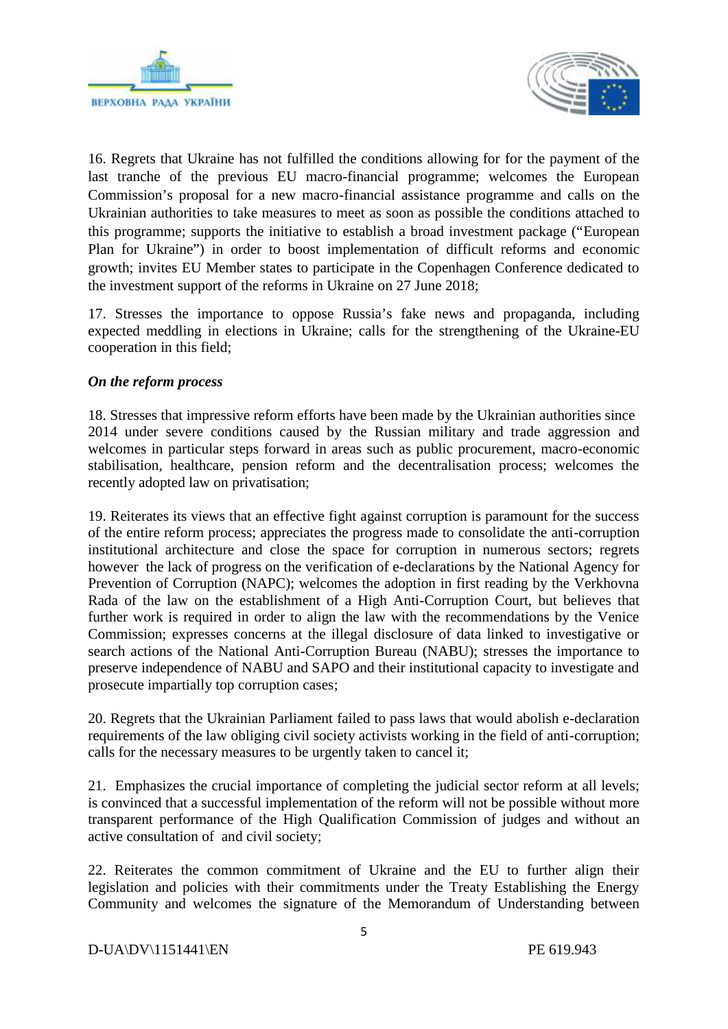16. Regrets that Ukraine has not fulfilled the conditions allowing for for the payment of the last tranche of the previous EU macro-financial programme; welcomes the European Commission's proposal for a new macro-financial assistance programme and calls on the Ukrainian authorities to take measures to meet as soon as possible the conditions attached to this programme; supports the initiative to establish a broad investment package ("European Plan for Ukraine") in order to boost implementation of difficult reforms and economic growth; invites EU Member states to participate in the Copenhagen Conference dedicated to the investment support of the reforms in Ukraine on 27 June 2018;

17. Stresses the importance to oppose Russia's fake news and propaganda, including expected meddling in elections in Ukraine; calls for the strengthening of the Ukraine-EU cooperation in this field;

***On the reform process***

18. Stresses that impressive reform efforts have been made by the Ukrainian authorities since 2014 under severe conditions caused by the Russian military and trade aggression and welcomes in particular steps forward in areas such as public procurement, macro-economic stabilisation, healthcare, pension reform and the decentralisation process; welcomes the recently adopted law on privatisation;

19. Reiterates its views that an effective fight against corruption is paramount for the success of the entire reform process; appreciates the progress made to consolidate the anti-corruption institutional architecture and close the space for corruption in numerous sectors; regrets however the lack of progress on the verification of e-declarations by the National Agency for Prevention of Corruption (NAPC); welcomes the adoption in first reading by the Verkhovna Rada of the law on the establishment of a High Anti-Corruption Court, but believes that further work is required in order to align the law with the recommendations by the Venice Commission; expresses concerns at the illegal disclosure of data linked to investigative or search actions of the National Anti-Corruption Bureau (NABU); stresses the importance to preserve independence of NABU and SAPO and their institutional capacity to investigate and prosecute impartially top corruption cases;

20. Regrets that the Ukrainian Parliament failed to pass laws that would abolish e-declaration requirements of the law obliging civil society activists working in the field of anti-corruption; calls for the necessary measures to be urgently taken to cancel it;

21. Emphasizes the crucial importance of completing the judicial sector reform at all levels; is convinced that a successful implementation of the reform will not be possible without more transparent performance of the High Qualification Commission of judges and without an active consultation of and civil society;

22. Reiterates the common commitment of Ukraine and the EU to further align their legislation and policies with their commitments under the Treaty Establishing the Energy Community and welcomes the signature of the Memorandum of Understanding between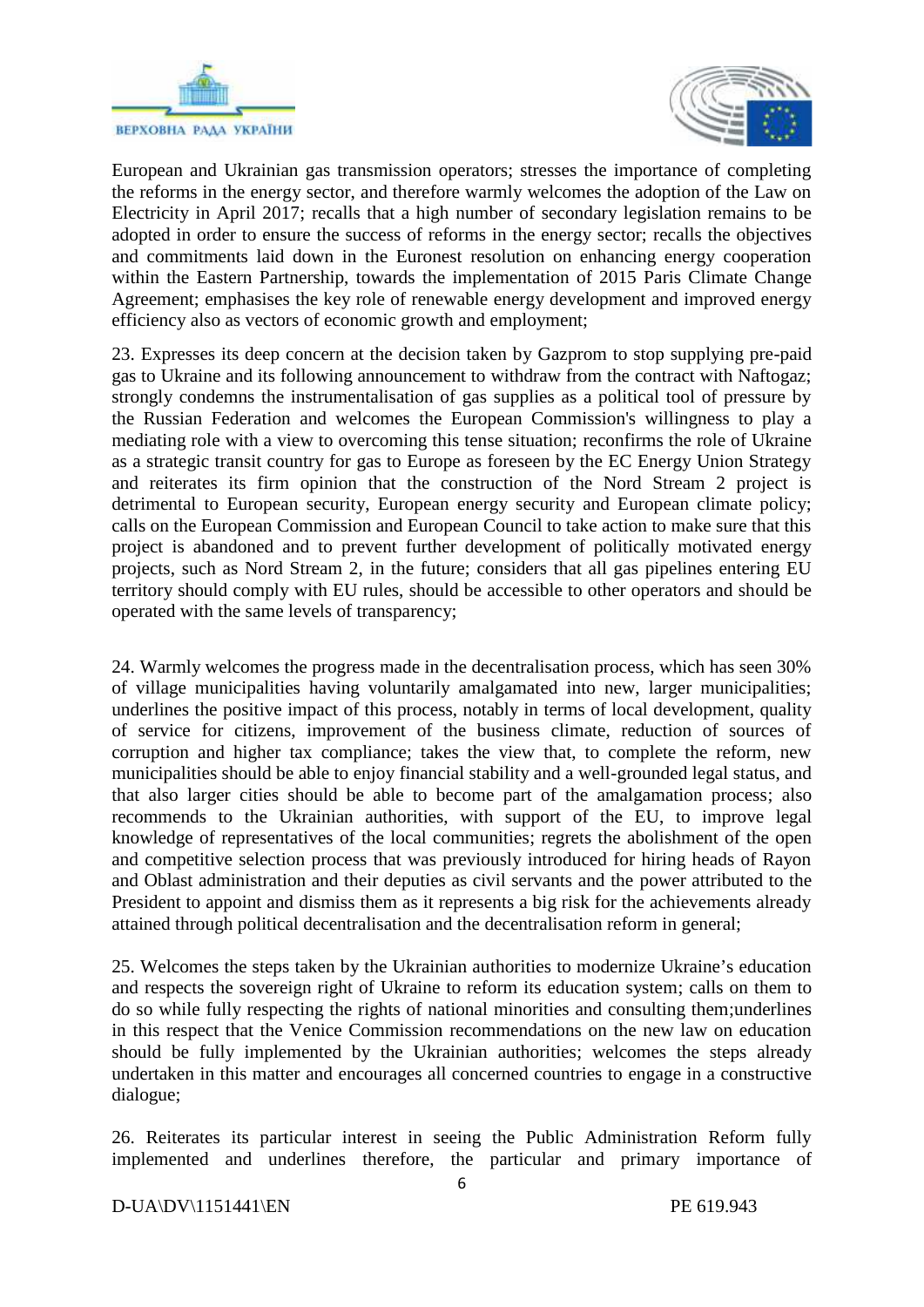European and Ukrainian gas transmission operators; stresses the importance of completing the reforms in the energy sector, and therefore warmly welcomes the adoption of the Law on Electricity in April 2017; recalls that a high number of secondary legislation remains to be adopted in order to ensure the success of reforms in the energy sector; recalls the objectives and commitments laid down in the Euronest resolution on enhancing energy cooperation within the Eastern Partnership, towards the implementation of 2015 Paris Climate Change Agreement; emphasises the key role of renewable energy development and improved energy efficiency also as vectors of economic growth and employment;

23. Expresses its deep concern at the decision taken by Gazprom to stop supplying pre-paid gas to Ukraine and its following announcement to withdraw from the contract with Naftogaz; strongly condemns the instrumentalisation of gas supplies as a political tool of pressure by the Russian Federation and welcomes the European Commission's willingness to play a mediating role with a view to overcoming this tense situation; reconfirms the role of Ukraine as a strategic transit country for gas to Europe as foreseen by the EC Energy Union Strategy and reiterates its firm opinion that the construction of the Nord Stream 2 project is detrimental to European security, European energy security and European climate policy; calls on the European Commission and European Council to take action to make sure that this project is abandoned and to prevent further development of politically motivated energy projects, such as Nord Stream 2, in the future; considers that all gas pipelines entering EU territory should comply with EU rules, should be accessible to other operators and should be operated with the same levels of transparency;

24. Warmly welcomes the progress made in the decentralisation process, which has seen 30% of village municipalities having voluntarily amalgamated into new, larger municipalities; underlines the positive impact of this process, notably in terms of local development, quality of service for citizens, improvement of the business climate, reduction of sources of corruption and higher tax compliance; takes the view that, to complete the reform, new municipalities should be able to enjoy financial stability and a well-grounded legal status, and that also larger cities should be able to become part of the amalgamation process; also recommends to the Ukrainian authorities, with support of the EU, to improve legal knowledge of representatives of the local communities; regrets the abolishment of the open and competitive selection process that was previously introduced for hiring heads of Rayon and Oblast administration and their deputies as civil servants and the power attributed to the President to appoint and dismiss them as it represents a big risk for the achievements already attained through political decentralisation and the decentralisation reform in general;

25. Welcomes the steps taken by the Ukrainian authorities to modernize Ukraine's education and respects the sovereign right of Ukraine to reform its education system; calls on them to do so while fully respecting the rights of national minorities and consulting them;underlines in this respect that the Venice Commission recommendations on the new law on education should be fully implemented by the Ukrainian authorities; welcomes the steps already undertaken in this matter and encourages all concerned countries to engage in a constructive dialogue;

26. Reiterates its particular interest in seeing the Public Administration Reform fully implemented and underlines therefore, the particular and primary importance of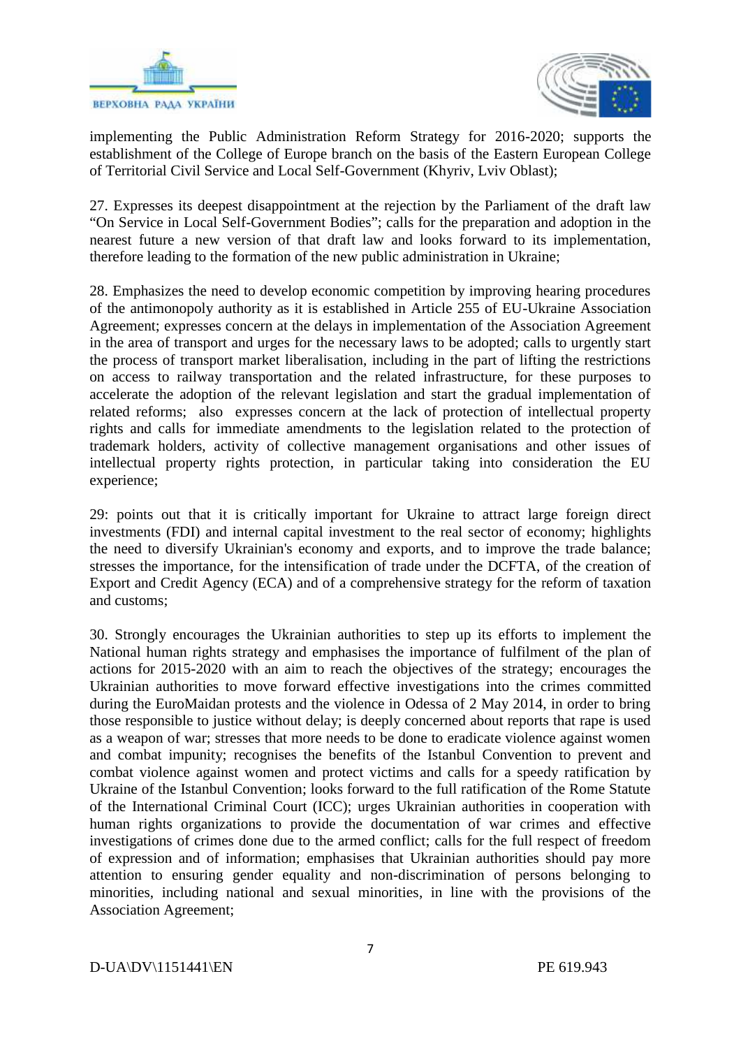implementing the Public Administration Reform Strategy for 2016-2020; supports the establishment of the College of Europe branch on the basis of the Eastern European College of Territorial Civil Service and Local Self-Government (Khyriv, Lviv Oblast);

27. Expresses its deepest disappointment at the rejection by the Parliament of the draft law "On Service in Local Self-Government Bodies"; calls for the preparation and adoption in the nearest future a new version of that draft law and looks forward to its implementation, therefore leading to the formation of the new public administration in Ukraine;

28. Emphasizes the need to develop economic competition by improving hearing procedures of the antimonopoly authority as it is established in Article 255 of EU-Ukraine Association Agreement; expresses concern at the delays in implementation of the Association Agreement in the area of transport and urges for the necessary laws to be adopted; calls to urgently start the process of transport market liberalisation, including in the part of lifting the restrictions on access to railway transportation and the related infrastructure, for these purposes to accelerate the adoption of the relevant legislation and start the gradual implementation of related reforms; also expresses concern at the lack of protection of intellectual property rights and calls for immediate amendments to the legislation related to the protection of trademark holders, activity of collective management organisations and other issues of intellectual property rights protection, in particular taking into consideration the EU experience;

29: points out that it is critically important for Ukraine to attract large foreign direct investments (FDI) and internal capital investment to the real sector of economy; highlights the need to diversify Ukrainian's economy and exports, and to improve the trade balance; stresses the importance, for the intensification of trade under the DCFTA, of the creation of Export and Credit Agency (ECA) and of a comprehensive strategy for the reform of taxation and customs;

30. Strongly encourages the Ukrainian authorities to step up its efforts to implement the National human rights strategy and emphasises the importance of fulfilment of the plan of actions for 2015-2020 with an aim to reach the objectives of the strategy; encourages the Ukrainian authorities to move forward effective investigations into the crimes committed during the EuroMaidan protests and the violence in Odessa of 2 May 2014, in order to bring those responsible to justice without delay; is deeply concerned about reports that rape is used as a weapon of war; stresses that more needs to be done to eradicate violence against women and combat impunity; recognises the benefits of the Istanbul Convention to prevent and combat violence against women and protect victims and calls for a speedy ratification by Ukraine of the Istanbul Convention; looks forward to the full ratification of the Rome Statute of the International Criminal Court (ICC); urges Ukrainian authorities in cooperation with human rights organizations to provide the documentation of war crimes and effective investigations of crimes done due to the armed conflict; calls for the full respect of freedom of expression and of information; emphasises that Ukrainian authorities should pay more attention to ensuring gender equality and non-discrimination of persons belonging to minorities, including national and sexual minorities, in line with the provisions of the Association Agreement;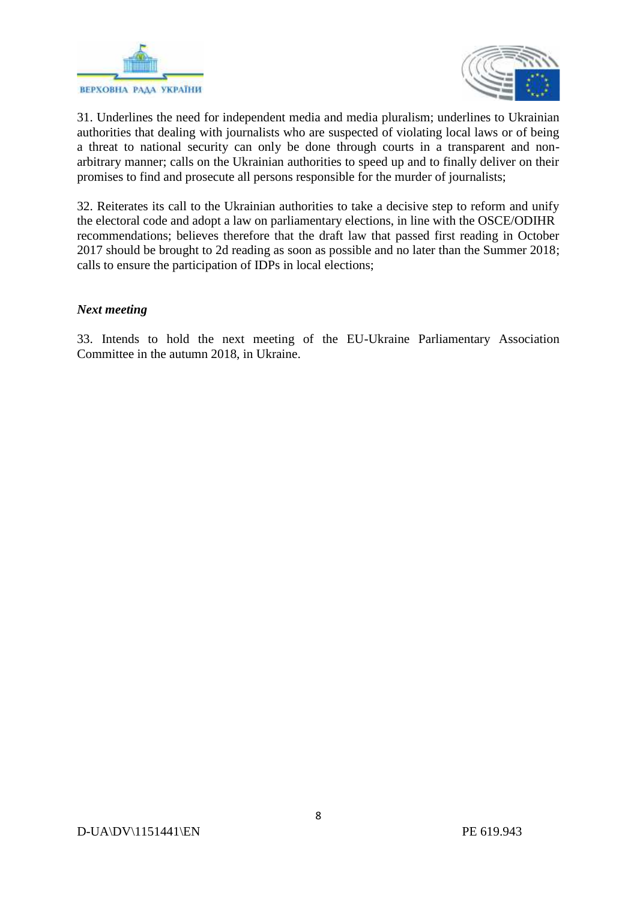31. Underlines the need for independent media and media pluralism; underlines to Ukrainian authorities that dealing with journalists who are suspected of violating local laws or of being a threat to national security can only be done through courts in a transparent and non-arbitrary manner; calls on the Ukrainian authorities to speed up and to finally deliver on their promises to find and prosecute all persons responsible for the murder of journalists;

32. Reiterates its call to the Ukrainian authorities to take a decisive step to reform and unify the electoral code and adopt a law on parliamentary elections, in line with the OSCE/ODIHR recommendations; believes therefore that the draft law that passed first reading in October 2017 should be brought to 2d reading as soon as possible and no later than the Summer 2018; calls to ensure the participation of IDPs in local elections;

***Next meeting***

33. Intends to hold the next meeting of the EU-Ukraine Parliamentary Association Committee in the autumn 2018, in Ukraine.